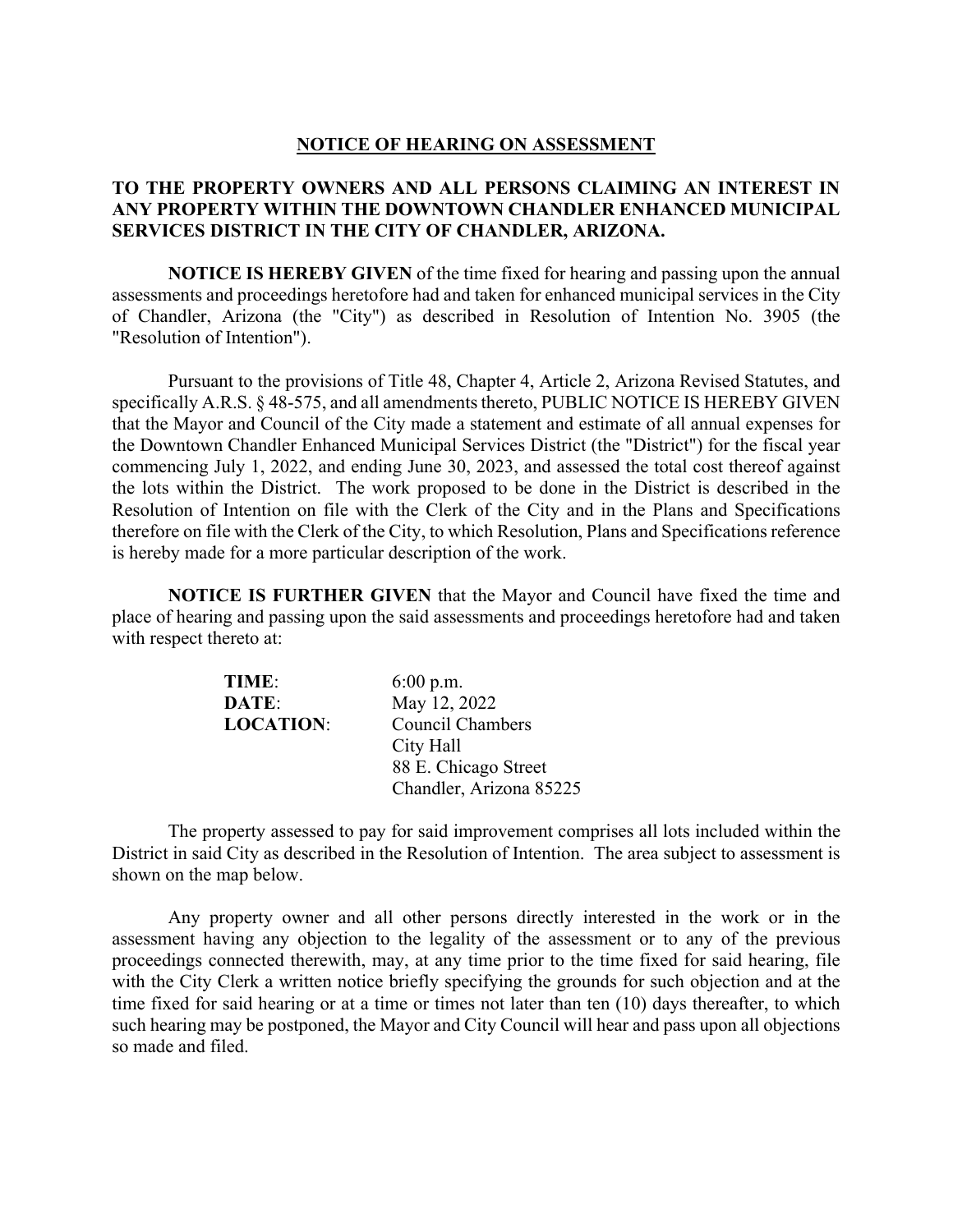# NOTICE OF HEARING ON ASSESSMENT

**TO THE PROPERTY OWNERS AND ALL PERSONS CLAIMING AN INTEREST IN ANY PROPERTY WITHIN THE DOWNTOWN CHANDLER ENHANCED MUNICIPAL SERVICES DISTRICT IN THE CITY OF CHANDLER, ARIZONA.**

**NOTICE IS HEREBY GIVEN** of the time fixed for hearing and passing upon the annual assessments and proceedings heretofore had and taken for enhanced municipal services in the City of Chandler, Arizona (the "City") as described in Resolution of Intention No. 3905 (the "Resolution of Intention").

Pursuant to the provisions of Title 48, Chapter 4, Article 2, Arizona Revised Statutes, and specifically A.R.S. § 48-575, and all amendments thereto, PUBLIC NOTICE IS HEREBY GIVEN that the Mayor and Council of the City made a statement and estimate of all annual expenses for the Downtown Chandler Enhanced Municipal Services District (the "District") for the fiscal year commencing July 1, 2022, and ending June 30, 2023, and assessed the total cost thereof against the lots within the District. The work proposed to be done in the District is described in the Resolution of Intention on file with the Clerk of the City and in the Plans and Specifications therefore on file with the Clerk of the City, to which Resolution, Plans and Specifications reference is hereby made for a more particular description of the work.

**NOTICE IS FURTHER GIVEN** that the Mayor and Council have fixed the time and place of hearing and passing upon the said assessments and proceedings heretofore had and taken with respect thereto at:

**TIME**: 6:00 p.m.
**DATE**: May 12, 2022
**LOCATION**: Council Chambers
City Hall
88 E. Chicago Street
Chandler, Arizona 85225

The property assessed to pay for said improvement comprises all lots included within the District in said City as described in the Resolution of Intention. The area subject to assessment is shown on the map below.

Any property owner and all other persons directly interested in the work or in the assessment having any objection to the legality of the assessment or to any of the previous proceedings connected therewith, may, at any time prior to the time fixed for said hearing, file with the City Clerk a written notice briefly specifying the grounds for such objection and at the time fixed for said hearing or at a time or times not later than ten (10) days thereafter, to which such hearing may be postponed, the Mayor and City Council will hear and pass upon all objections so made and filed.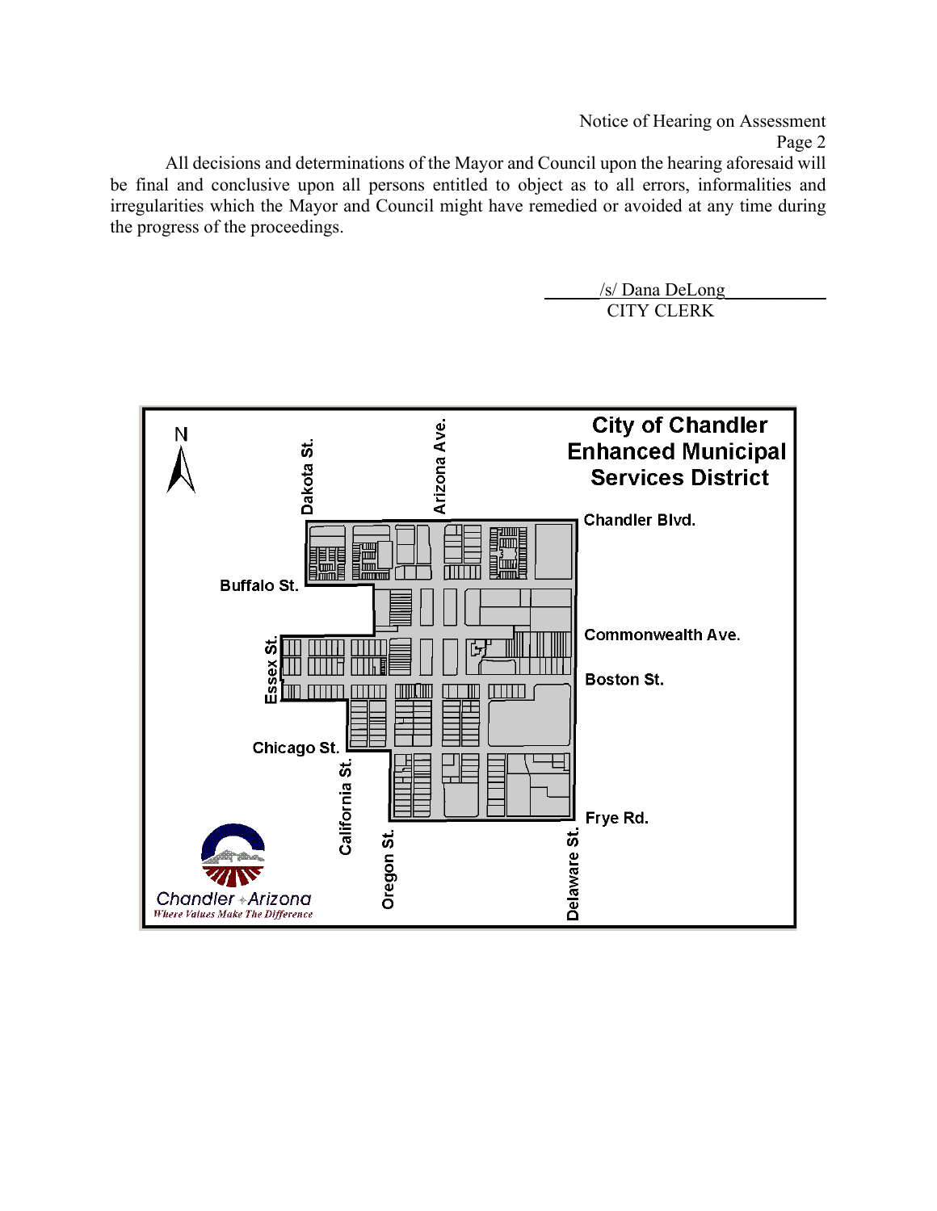All decisions and determinations of the Mayor and Council upon the hearing aforesaid will be final and conclusive upon all persons entitled to object as to all errors, informalities and irregularities which the Mayor and Council might have remedied or avoided at any time during the progress of the proceedings.

/s/ Dana DeLong
CITY CLERK

City of Chandler Enhanced Municipal Services District

N

Dakota St.

Arizona Ave.

Chandler Blvd.

Buffalo St.

Commonwealth Ave.

Essex St.

Boston St.

Chicago St.

California St.

Oregon St.

Delaware St.

Frye Rd.

Chandler • Arizona

Where Values Make The Difference